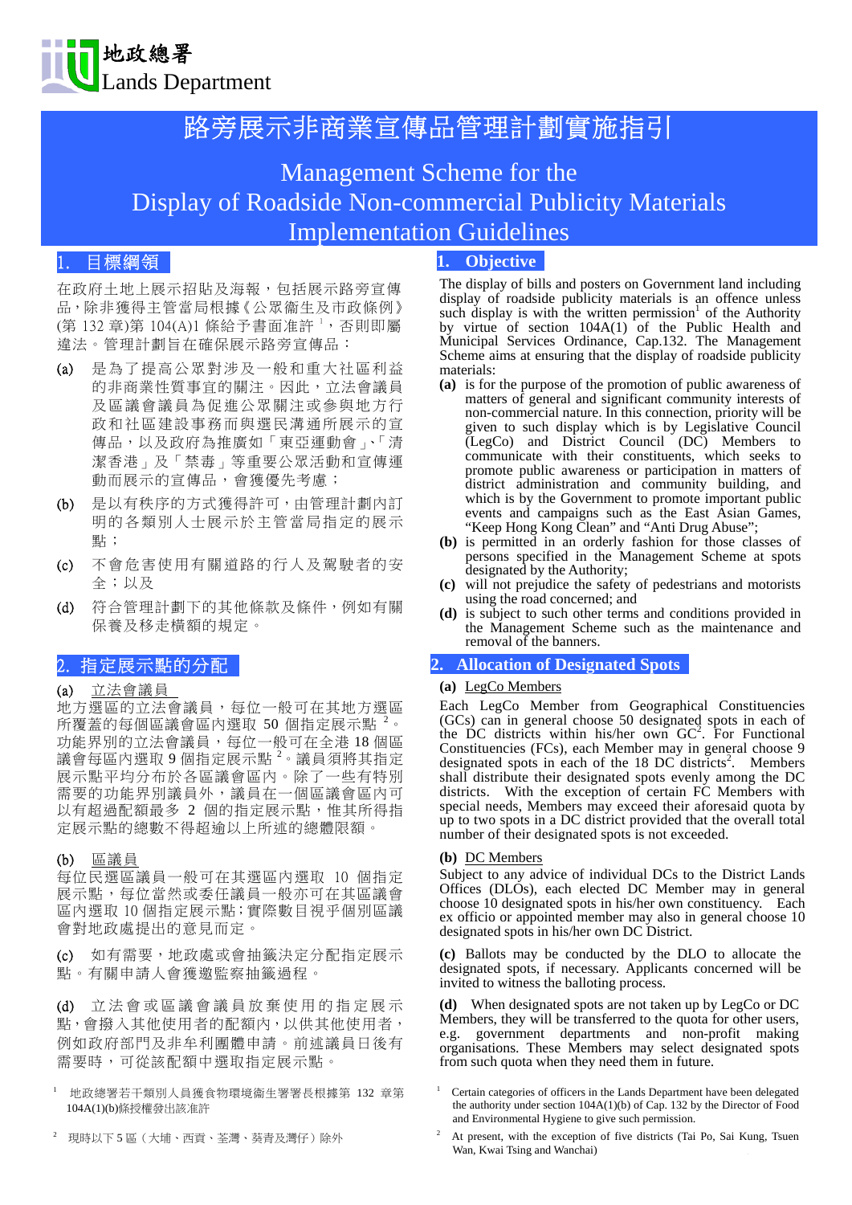地政總署
Lands Department

# 路旁展示非商業宣傳品管理計劃實施指引

# Management Scheme for the Display of Roadside Non-commercial Publicity Materials Implementation Guidelines

## 1. 目標綱領

在政府土地上展示招貼及海報，包括展示路旁宣傳品，除非獲得主管當局根據《公眾衞生及市政條例》(第 132 章)第 104(A)1 條給予書面准許[1]，否則即屬違法。管理計劃旨在確保展示路旁宣傳品：

(a) 是為了提高公眾對涉及一般和重大社區利益的非商業性質事宜的關注。因此，立法會議員及區議會議員為促進公眾關注或參與地方行政和社區建設事務而與選民溝通所展示的宣傳品，以及政府為推廣如「東亞運動會」、「清潔香港」及「禁毒」等重要公眾活動和宣傳運動而展示的宣傳品，會獲優先考慮；

(b) 是以有秩序的方式獲得許可，由管理計劃內訂明的各類別人士展示於主管當局指定的展示點；

(c) 不會危害使用有關道路的行人及駕駛者的安全；以及

(d) 符合管理計劃下的其他條款及條件，例如有關保養及移走橫額的規定。

## 2. 指定展示點的分配

(a) 立法會議員

地方選區的立法會議員，每位一般可在其地方選區所覆蓋的每個區議會區內選取 50 個指定展示點[2]。功能界別的立法會議員，每位一般可在全港 18 個區議會每區內選取 9 個指定展示點[2]。議員須將其指定展示點平均分布於各區議會區內。除了一些有特別需要的功能界別議員外，議員在一個區議會區內可以有超過配額最多 2 個的指定展示點，惟其所得指定展示點的總數不得超逾以上所述的總體限額。

(b) 區議員

每位民選區議會議員一般可在其選區內選取 10 個指定展示點，每位當然或委任議員一般亦可在其區議會區內選取 10 個指定展示點；實際數目視乎個別區議會對地政處提出的意見而定。

(c) 如有需要，地政處或會抽籤決定分配指定展示點。有關申請人會獲邀監察抽籤過程。

(d) 立法會或區議會議員放棄使用的指定展示點，會撥入其他使用者的配額內，以供其他使用者，例如政府部門及非牟利團體申請。前述議員日後有需要時，可從該配額中選取指定展示點。

[1] 地政總署若干類別人員獲食物環境衞生署署長根據第 132 章第 104A(1)(b)條授權發出該准許

[2] 現時以下 5 區（大埔、西貢、荃灣、葵青及灣仔）除外

## 1. Objective

The display of bills and posters on Government land including display of roadside publicity materials is an offence unless such display is with the written permission[1] of the Authority by virtue of section 104A(1) of the Public Health and Municipal Services Ordinance, Cap.132. The Management Scheme aims at ensuring that the display of roadside publicity materials:

**(a)** is for the purpose of the promotion of public awareness of matters of general and significant community interests of non-commercial nature. In this connection, priority will be given to such display which is by Legislative Council (LegCo) and District Council (DC) Members to communicate with their constituents, which seeks to promote public awareness or participation in matters of district administration and community building, and which is by the Government to promote important public events and campaigns such as the East Asian Games, "Keep Hong Kong Clean" and "Anti Drug Abuse";

**(b)** is permitted in an orderly fashion for those classes of persons specified in the Management Scheme at spots designated by the Authority;

**(c)** will not prejudice the safety of pedestrians and motorists using the road concerned; and

**(d)** is subject to such other terms and conditions provided in the Management Scheme such as the maintenance and removal of the banners.

## 2. Allocation of Designated Spots

**(a)** LegCo Members

Each LegCo Member from Geographical Constituencies (GCs) can in general choose 50 designated spots in each of the DC districts within his/her own GC[2]. For Functional Constituencies (FCs), each Member may in general choose 9 designated spots in each of the 18 DC districts[2]. Members shall distribute their designated spots evenly among the DC districts. With the exception of certain FC Members with special needs, Members may exceed their aforesaid quota by up to two spots in a DC district provided that the overall total number of their designated spots is not exceeded.

**(b)** DC Members

Subject to any advice of individual DCs to the District Lands Offices (DLOs), each elected DC Member may in general choose 10 designated spots in his/her own constituency. Each ex officio or appointed member may also in general choose 10 designated spots in his/her own DC District.

**(c)** Ballots may be conducted by the DLO to allocate the designated spots, if necessary. Applicants concerned will be invited to witness the balloting process.

**(d)** When designated spots are not taken up by LegCo or DC Members, they will be transferred to the quota for other users, e.g. government departments and non-profit making organisations. These Members may select designated spots from such quota when they need them in future.

[1] Certain categories of officers in the Lands Department have been delegated the authority under section 104A(1)(b) of Cap. 132 by the Director of Food and Environmental Hygiene to give such permission.

[2] At present, with the exception of five districts (Tai Po, Sai Kung, Tsuen Wan, Kwai Tsing and Wanchai)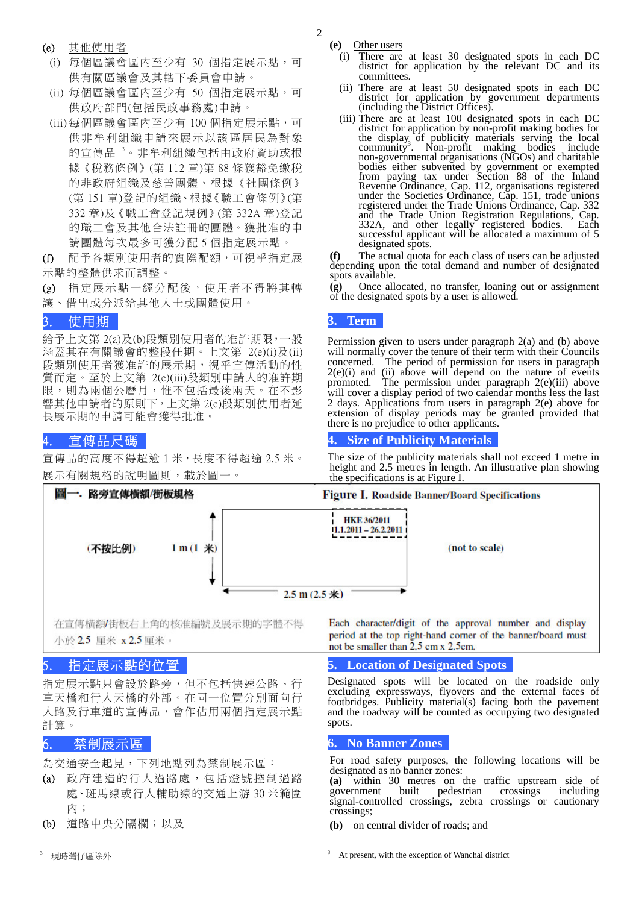(e) 其他使用者

(i) 每個區議會區內至少有 30 個指定展示點，可供有關區議會及其轄下委員會申請。

(ii) 每個區議會區內至少有 50 個指定展示點，可供政府部門(包括民政事務處)申請。

(iii) 每個區議會區內至少有 100 個指定展示點，可供非牟利組織申請來展示以該區居民為對象的宣傳品 [3]。非牟利組織包括由政府資助或根據《稅務條例》(第 112 章)第 88 條獲豁免繳稅的非政府組織及慈善團體、根據《社團條例》(第 151 章)登記的組織、根據《職工會條例》(第 332 章)及《職工會登記規例》(第 332A 章)登記的職工會及其他合法註冊的團體。獲批准的申請團體每次最多可獲分配 5 個指定展示點。

(f) 配予各類別使用者的實際配額，可視乎指定展示點的整體供求而調整。

(g) 指定展示點一經分配後，使用者不得將其轉讓、借出或分派給其他人士或團體使用。

## 3. 使用期

給予上文第 2(a)及(b)段類別使用者的准許期限，一般涵蓋其在有關議會的整段任期。上文第 2(e)(i)及(ii)段類別使用者獲准許的展示期，視乎宣傳活動的性質而定。至於上文第 2(e)(iii)段類別申請人的准許期限，則為兩個公曆月，惟不包括最後兩天。在不影響其他申請者的原則下，上文第 2(e)段類別使用者延長展示期的申請可能會獲得批准。

## 4. 宣傳品尺碼

宣傳品的高度不得超逾 1 米，長度不得超逾 2.5 米。展示有關規格的說明圖則，載於圖一。

(e) Other users

(i) There are at least 30 designated spots in each DC district for application by the relevant DC and its committees.

(ii) There are at least 50 designated spots in each DC district for application by government departments (including the District Offices).

(iii) There are at least 100 designated spots in each DC district for application by non-profit making bodies for the display of publicity materials serving the local community[3]. Non-profit making bodies include non-governmental organisations (NGOs) and charitable bodies either subvented by government or exempted from paying tax under Section 88 of the Inland Revenue Ordinance, Cap. 112, organisations registered under the Societies Ordinance, Cap. 151, trade unions registered under the Trade Unions Ordinance, Cap. 332 and the Trade Union Registration Regulations, Cap. 332A, and other legally registered bodies. Each successful applicant will be allocated a maximum of 5 designated spots.

(f) The actual quota for each class of users can be adjusted depending upon the total demand and number of designated spots available.

(g) Once allocated, no transfer, loaning out or assignment of the designated spots by a user is allowed.

## 3. Term

Permission given to users under paragraph 2(a) and (b) above will normally cover the tenure of their term with their Councils concerned. The period of permission for users in paragraph 2(e)(i) and (ii) above will depend on the nature of events promoted. The permission under paragraph 2(e)(iii) above will cover a display period of two calendar months less the last 2 days. Applications from users in paragraph 2(e) above for extension of display periods may be granted provided that there is no prejudice to other applicants.

## 4. Size of Publicity Materials

The size of the publicity materials shall not exceed 1 metre in height and 2.5 metres in length. An illustrative plan showing the specifications is at Figure I.

**圖一. 路旁宣傳橫額/街板規格** / **Figure I. Roadside Banner/Board Specifications**

(不按比例) (not to scale)

1 m (1 米)

2.5 m (2.5 米)

HKE 36/2011
1.1.2011 – 26.2.2011

在宣傳橫額/街板右上角的核准編號及展示期的字體不得小於 2.5 厘米 x 2.5 厘米。

Each character/digit of the approval number and display period at the top right-hand corner of the banner/board must not be smaller than 2.5 cm x 2.5cm.

## 5. 指定展示點的位置

指定展示點只會設於路旁，但不包括快速公路、行車天橋和行人天橋的外部。在同一位置分別面向行人路及行車道的宣傳品，會作佔用兩個指定展示點計算。

## 6. 禁制展示區

為交通安全起見，下列地點列為禁制展示區：

(a) 政府建造的行人過路處，包括燈號控制過路處、斑馬線或行人輔助線的交通上游 30 米範圍內；

(b) 道路中央分隔欄；以及

## 5. Location of Designated Spots

Designated spots will be located on the roadside only excluding expressways, flyovers and the external faces of footbridges. Publicity material(s) facing both the pavement and the roadway will be counted as occupying two designated spots.

## 6. No Banner Zones

For road safety purposes, the following locations will be designated as no banner zones:

(a) within 30 metres on the traffic upstream side of government built pedestrian crossings including signal-controlled crossings, zebra crossings or cautionary crossings;

(b) on central divider of roads; and

[3] 現時灣仔區除外

[3] At present, with the exception of Wanchai district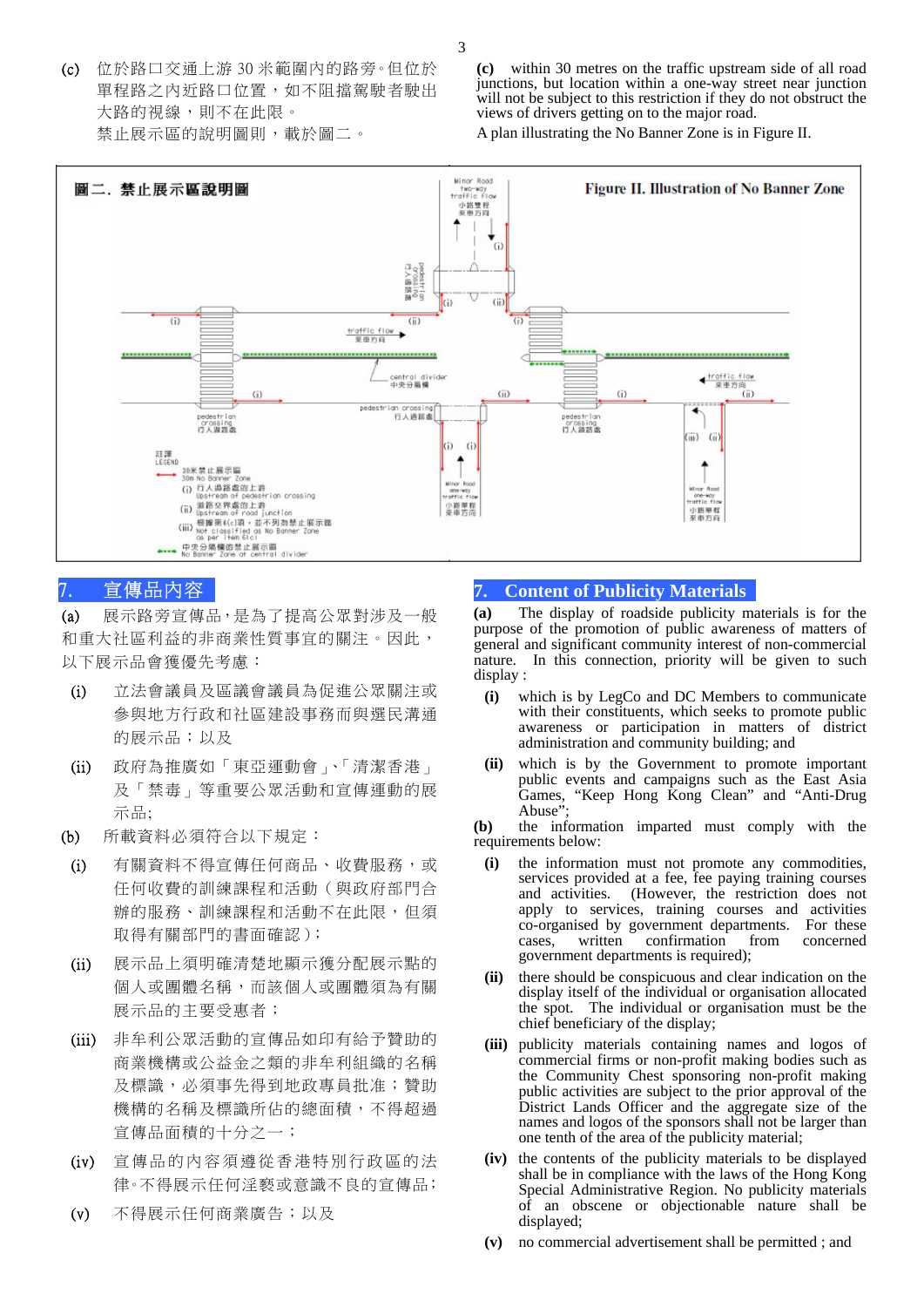(c) 位於路口交通上游 30 米範圍內的路旁。但位於單程路之內近路口位置，如不阻擋駕駛者駛出大路的視線，則不在此限。
禁止展示區的說明圖則，載於圖二。

**(c)** within 30 metres on the traffic upstream side of all road junctions, but location within a one-way street near junction will not be subject to this restriction if they do not obstruct the views of drivers getting on to the major road.
A plan illustrating the No Banner Zone is in Figure II.

**圖二. 禁止展示區說明圖** **Figure II. Illustration of No Banner Zone**

註譯 LEGEND
- 30米禁止展示區 30m No Banner Zone
- (i) 行人過路處的上游 Upstream of pedestrian crossing
- (ii) 道路交界處的上游 Upstream of road junction
- (iii) 根據第6(c)項，並不列為禁止展示區 Not classified as No Banner Zone as per item 6(c)
- 中央分隔欄的禁止展示區 No Banner Zone at central divider

## 7. 宣傳品內容

(a) 展示路旁宣傳品，是為了提高公眾對涉及一般和重大社區利益的非商業性質事宜的關注。因此，以下展示品會獲優先考慮：

(i) 立法會議員及區議會議員為促進公眾關注或參與地方行政和社區建設事務而與選民溝通的展示品；以及

(ii) 政府為推廣如「東亞運動會」、「清潔香港」及「禁毒」等重要公眾活動和宣傳運動的展示品;

(b) 所載資料必須符合以下規定：

(i) 有關資料不得宣傳任何商品、收費服務，或任何收費的訓練課程和活動（與政府部門合辦的服務、訓練課程和活動不在此限，但須取得有關部門的書面確認）;

(ii) 展示品上須明確清楚地顯示獲分配展示點的個人或團體名稱，而該個人或團體須為有關展示品的主要受惠者；

(iii) 非牟利公眾活動的宣傳品如印有給予贊助的商業機構或公益金之類的非牟利組織的名稱及標識，必須事先得到地政專員批准；贊助機構的名稱及標識所佔的總面積，不得超過宣傳品面積的十分之一；

(iv) 宣傳品的內容須遵從香港特別行政區的法律。不得展示任何淫褻或意識不良的宣傳品;

(v) 不得展示任何商業廣告；以及

## 7. Content of Publicity Materials

**(a)** The display of roadside publicity materials is for the purpose of the promotion of public awareness of matters of general and significant community interest of non-commercial nature. In this connection, priority will be given to such display :

**(i)** which is by LegCo and DC Members to communicate with their constituents, which seeks to promote public awareness or participation in matters of district administration and community building; and

**(ii)** which is by the Government to promote important public events and campaigns such as the East Asia Games, "Keep Hong Kong Clean" and "Anti-Drug Abuse";

**(b)** the information imparted must comply with the requirements below:

**(i)** the information must not promote any commodities, services provided at a fee, fee paying training courses and activities. (However, the restriction does not apply to services, training courses and activities co-organised by government departments. For these cases, written confirmation from concerned government departments is required);

**(ii)** there should be conspicuous and clear indication on the display itself of the individual or organisation allocated the spot. The individual or organisation must be the chief beneficiary of the display;

**(iii)** publicity materials containing names and logos of commercial firms or non-profit making bodies such as the Community Chest sponsoring non-profit making public activities are subject to the prior approval of the District Lands Officer and the aggregate size of the names and logos of the sponsors shall not be larger than one tenth of the area of the publicity material;

**(iv)** the contents of the publicity materials to be displayed shall be in compliance with the laws of the Hong Kong Special Administrative Region. No publicity materials of an obscene or objectionable nature shall be displayed;

**(v)** no commercial advertisement shall be permitted ; and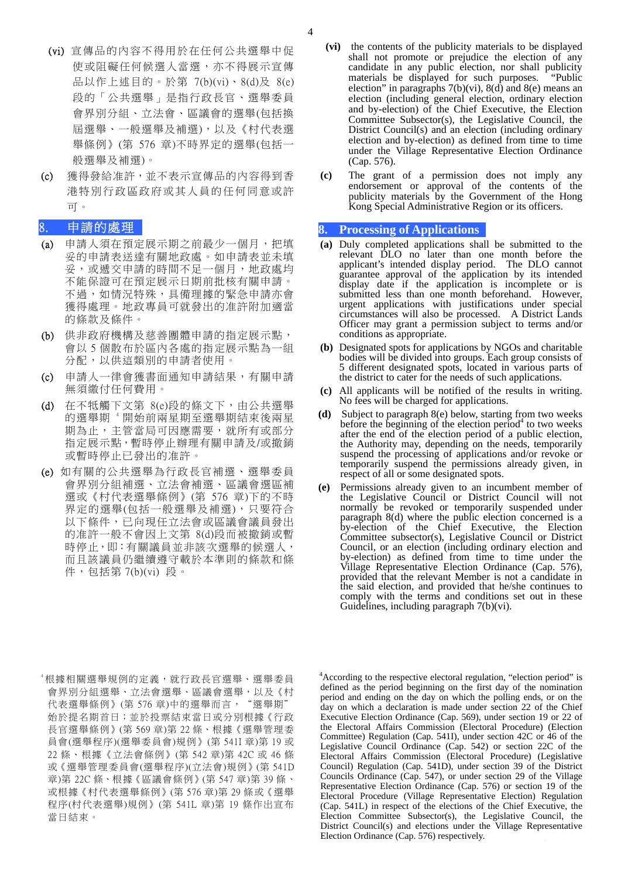(vi) 宣傳品的內容不得用於在任何公共選舉中促使或阻礙任何候選人當選，亦不得展示宣傳品以作上述目的。於第 7(b)(vi)、8(d)及 8(e)段的「公共選舉」是指行政長官、選舉委員會界別分組、立法會、區議會的選舉(包括換屆選舉、一般選舉及補選)，以及《村代表選舉條例》(第 576 章)不時界定的選舉(包括一般選舉及補選)。

(c) 獲得發給准許，並不表示宣傳品的內容得到香港特別行政區政府或其人員的任何同意或許可。

## 8. 申請的處理

(a) 申請人須在預定展示期之前最少一個月，把填妥的申請表送達有關地政處。如申請表並未填妥，或遞交申請的時間不足一個月，地政處均不能保證可在預定展示日期前批核有關申請。不過，如情況特殊，具備理據的緊急申請亦會獲得處理。地政專員可就發出的准許附加適當的條款及條件。

(b) 供非政府機構及慈善團體申請的指定展示點，會以 5 個散布於區內各處的指定展示點為一組分配，以供這類別的申請者使用。

(c) 申請人一律會獲書面通知申請結果，有關申請無須繳付任何費用。

(d) 在不抵觸下文第 8(e)段的條文下，由公共選舉的選舉期[4]開始前兩星期至選舉期結束後兩星期為止，主管當局可因應需要，就所有或部分指定展示點，暫時停止辦理有關申請及/或撤銷或暫時停止已發出的准許。

(e) 如有關的公共選舉為行政長官補選、選舉委員會界別分組補選、立法會補選、區議會選區補選或《村代表選舉條例》(第 576 章)下的不時界定的選舉(包括一般選舉及補選)，只要符合以下條件，已向現任立法會或區議會議員發出的准許一般不會因上文第 8(d)段而被撤銷或暫時停止，即：有關議員並非該次選舉的候選人，而且該議員仍繼續遵守載於本準則的條款和條件，包括第 7(b)(vi) 段。

[4]根據相關選舉規例的定義，就行政長官選舉、選舉委員會界別分組選舉、立法會選舉、區議會選舉，以及《村代表選舉條例》(第 576 章)中的選舉而言，"選舉期"始於提名期首日；並於投票結束當日或分別根據《行政長官選舉條例》(第 569 章)第 22 條、根據《選舉管理委員會(選舉程序)(選舉委員會)規例》(第 541I 章)第 19 或 22 條、根據《立法會條例》(第 542 章)第 42C 或 46 條或《選舉管理委員會(選舉程序)(立法會)規例》(第 541D 章)第 22C 條、根據《區議會條例》(第 547 章)第 39 條、或根據《村代表選舉條例》(第 576 章)第 29 條或《選舉程序(村代表選舉)規例》(第 541L 章)第 19 條作出宣布當日結束。

**(vi)** the contents of the publicity materials to be displayed shall not promote or prejudice the election of any candidate in any public election, nor shall publicity materials be displayed for such purposes. "Public election" in paragraphs 7(b)(vi), 8(d) and 8(e) means an election (including general election, ordinary election and by-election) of the Chief Executive, the Election Committee Subsector(s), the Legislative Council, the District Council(s) and an election (including ordinary election and by-election) as defined from time to time under the Village Representative Election Ordinance (Cap. 576).

**(c)** The grant of a permission does not imply any endorsement or approval of the contents of the publicity materials by the Government of the Hong Kong Special Administrative Region or its officers.

## 8. Processing of Applications

**(a)** Duly completed applications shall be submitted to the relevant DLO no later than one month before the applicant's intended display period. The DLO cannot guarantee approval of the application by its intended display date if the application is incomplete or is submitted less than one month beforehand. However, urgent applications with justifications under special circumstances will also be processed. A District Lands Officer may grant a permission subject to terms and/or conditions as appropriate.

**(b)** Designated spots for applications by NGOs and charitable bodies will be divided into groups. Each group consists of 5 different designated spots, located in various parts of the district to cater for the needs of such applications.

**(c)** All applicants will be notified of the results in writing. No fees will be charged for applications.

**(d)** Subject to paragraph 8(e) below, starting from two weeks before the beginning of the election period[4] to two weeks after the end of the election period of a public election, the Authority may, depending on the needs, temporarily suspend the processing of applications and/or revoke or temporarily suspend the permissions already given, in respect of all or some designated spots.

**(e)** Permissions already given to an incumbent member of the Legislative Council or District Council will not normally be revoked or temporarily suspended under paragraph 8(d) where the public election concerned is a by-election of the Chief Executive, the Election Committee subsector(s), Legislative Council or District Council, or an election (including ordinary election and by-election) as defined from time to time under the Village Representative Election Ordinance (Cap. 576), provided that the relevant Member is not a candidate in the said election, and provided that he/she continues to comply with the terms and conditions set out in these Guidelines, including paragraph 7(b)(vi).

[4]According to the respective electoral regulation, "election period" is defined as the period beginning on the first day of the nomination period and ending on the day on which the polling ends, or on the day on which a declaration is made under section 22 of the Chief Executive Election Ordinance (Cap. 569), under section 19 or 22 of the Electoral Affairs Commission (Electoral Procedure) (Election Committee) Regulation (Cap. 541I), under section 42C or 46 of the Legislative Council Ordinance (Cap. 542) or section 22C of the Electoral Affairs Commission (Electoral Procedure) (Legislative Council) Regulation (Cap. 541D), under section 39 of the District Councils Ordinance (Cap. 547), or under section 29 of the Village Representative Election Ordinance (Cap. 576) or section 19 of the Electoral Procedure (Village Representative Election) Regulation (Cap. 541L) in respect of the elections of the Chief Executive, the Election Committee Subsector(s), the Legislative Council, the District Council(s) and elections under the Village Representative Election Ordinance (Cap. 576) respectively.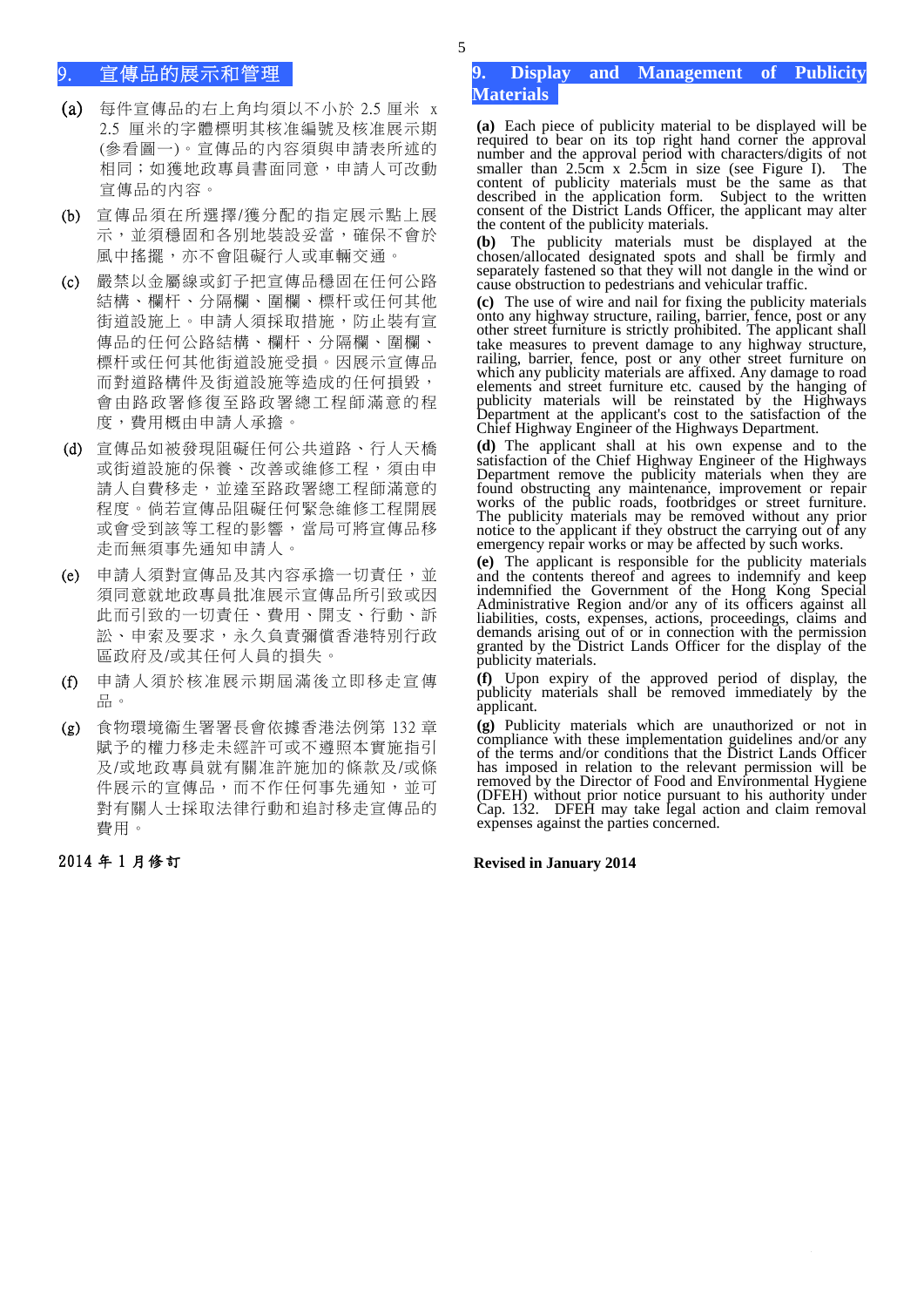## 9. 宣傳品的展示和管理

(a) 每件宣傳品的右上角均須以不小於 2.5 厘米 x 2.5 厘米的字體標明其核准編號及核准展示期(參看圖一)。宣傳品的內容須與申請表所述的相同；如獲地政專員書面同意，申請人可改動宣傳品的內容。

(b) 宣傳品須在所選擇/獲分配的指定展示點上展示，並須穩固和各別地裝設妥當，確保不會於風中搖擺，亦不會阻礙行人或車輛交通。

(c) 嚴禁以金屬線或釘子把宣傳品穩固在任何公路結構、欄杆、分隔欄、圍欄、標杆或任何其他街道設施上。申請人須採取措施，防止裝有宣傳品的任何公路結構、欄杆、分隔欄、圍欄、標杆或任何其他街道設施受損。因展示宣傳品而對道路構件及街道設施等造成的任何損毀，會由路政署修復至路政署總工程師滿意的程度，費用概由申請人承擔。

(d) 宣傳品如被發現阻礙任何公共道路、行人天橋或街道設施的保養、改善或維修工程，須由申請人自費移走，並達至路政署總工程師滿意的程度。倘若宣傳品阻礙任何緊急維修工程開展或會受到該等工程的影響，當局可將宣傳品移走而無須事先通知申請人。

(e) 申請人須對宣傳品及其內容承擔一切責任，並須同意就地政專員批准展示宣傳品所引致或因此而引致的一切責任、費用、開支、行動、訴訟、申索及要求，永久負責彌償香港特別行政區政府及/或其任何人員的損失。

(f) 申請人須於核准展示期屆滿後立即移走宣傳品。

(g) 食物環境衞生署署長會依據香港法例第 132 章賦予的權力移走未經許可或不遵照本實施指引及/或地政專員就有關准許施加的條款及/或條件展示的宣傳品，而不作任何事先通知，並可對有關人士採取法律行動和追討移走宣傳品的費用。

**2014 年 1 月修訂**

## 9. Display and Management of Publicity Materials

**(a)** Each piece of publicity material to be displayed will be required to bear on its top right hand corner the approval number and the approval period with characters/digits of not smaller than 2.5cm x 2.5cm in size (see Figure I). The content of publicity materials must be the same as that described in the application form. Subject to the written consent of the District Lands Officer, the applicant may alter the content of the publicity materials.

**(b)** The publicity materials must be displayed at the chosen/allocated designated spots and shall be firmly and separately fastened so that they will not dangle in the wind or cause obstruction to pedestrians and vehicular traffic.

**(c)** The use of wire and nail for fixing the publicity materials onto any highway structure, railing, barrier, fence, post or any other street furniture is strictly prohibited. The applicant shall take measures to prevent damage to any highway structure, railing, barrier, fence, post or any other street furniture on which any publicity materials are affixed. Any damage to road elements and street furniture etc. caused by the hanging of publicity materials will be reinstated by the Highways Department at the applicant's cost to the satisfaction of the Chief Highway Engineer of the Highways Department.

**(d)** The applicant shall at his own expense and to the satisfaction of the Chief Highway Engineer of the Highways Department remove the publicity materials when they are found obstructing any maintenance, improvement or repair works of the public roads, footbridges or street furniture. The publicity materials may be removed without any prior notice to the applicant if they obstruct the carrying out of any emergency repair works or may be affected by such works.

**(e)** The applicant is responsible for the publicity materials and the contents thereof and agrees to indemnify and keep indemnified the Government of the Hong Kong Special Administrative Region and/or any of its officers against all liabilities, costs, expenses, actions, proceedings, claims and demands arising out of or in connection with the permission granted by the District Lands Officer for the display of the publicity materials.

**(f)** Upon expiry of the approved period of display, the publicity materials shall be removed immediately by the applicant.

**(g)** Publicity materials which are unauthorized or not in compliance with these implementation guidelines and/or any of the terms and/or conditions that the District Lands Officer has imposed in relation to the relevant permission will be removed by the Director of Food and Environmental Hygiene (DFEH) without prior notice pursuant to his authority under Cap. 132. DFEH may take legal action and claim removal expenses against the parties concerned.

**Revised in January 2014**